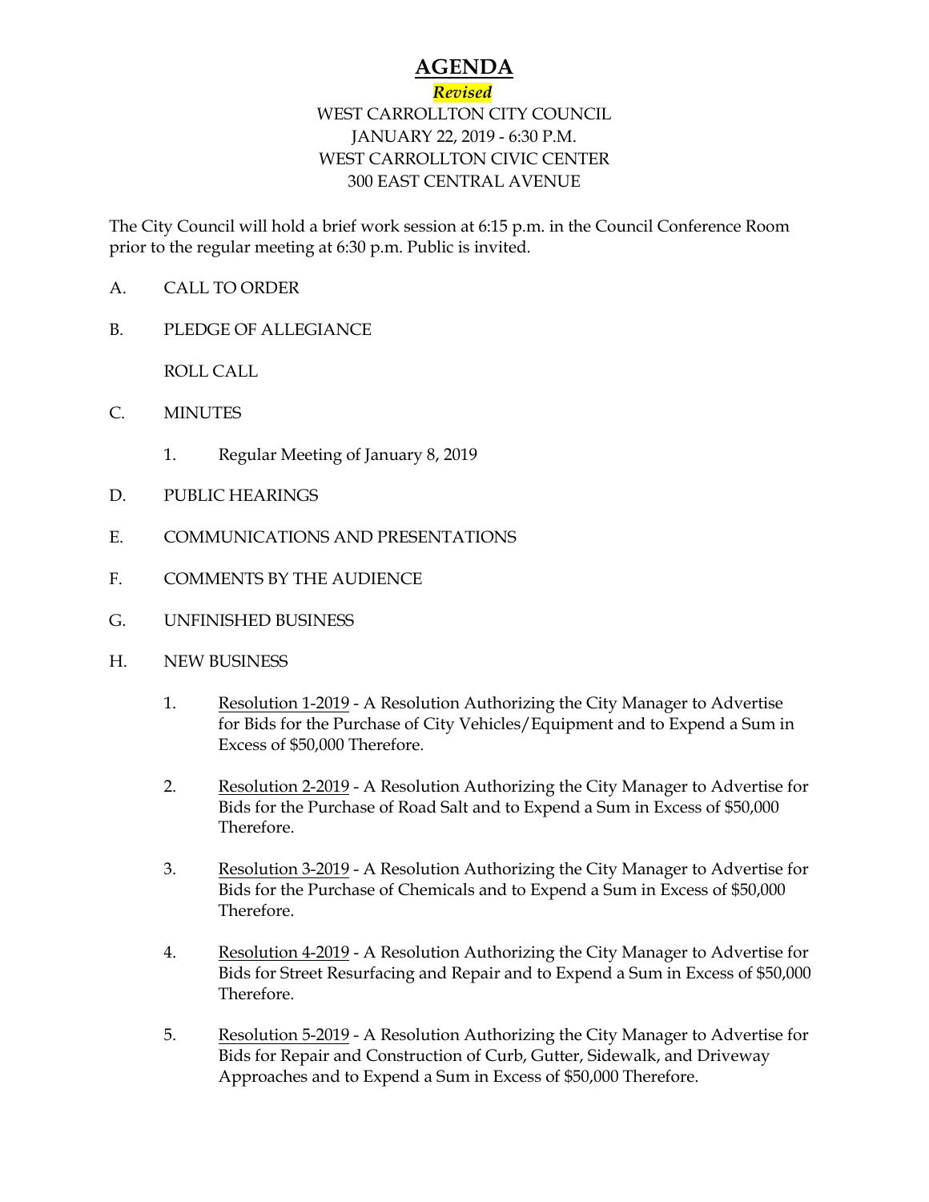# AGENDA

***Revised***

WEST CARROLLTON CITY COUNCIL
JANUARY 22, 2019 - 6:30 P.M.
WEST CARROLLTON CIVIC CENTER
300 EAST CENTRAL AVENUE

The City Council will hold a brief work session at 6:15 p.m. in the Council Conference Room prior to the regular meeting at 6:30 p.m. Public is invited.

A. CALL TO ORDER

B. PLEDGE OF ALLEGIANCE

ROLL CALL

C. MINUTES

1. Regular Meeting of January 8, 2019

D. PUBLIC HEARINGS

E. COMMUNICATIONS AND PRESENTATIONS

F. COMMENTS BY THE AUDIENCE

G. UNFINISHED BUSINESS

H. NEW BUSINESS

1. Resolution 1-2019 - A Resolution Authorizing the City Manager to Advertise for Bids for the Purchase of City Vehicles/Equipment and to Expend a Sum in Excess of $50,000 Therefore.

2. Resolution 2-2019 - A Resolution Authorizing the City Manager to Advertise for Bids for the Purchase of Road Salt and to Expend a Sum in Excess of $50,000 Therefore.

3. Resolution 3-2019 - A Resolution Authorizing the City Manager to Advertise for Bids for the Purchase of Chemicals and to Expend a Sum in Excess of $50,000 Therefore.

4. Resolution 4-2019 - A Resolution Authorizing the City Manager to Advertise for Bids for Street Resurfacing and Repair and to Expend a Sum in Excess of $50,000 Therefore.

5. Resolution 5-2019 - A Resolution Authorizing the City Manager to Advertise for Bids for Repair and Construction of Curb, Gutter, Sidewalk, and Driveway Approaches and to Expend a Sum in Excess of $50,000 Therefore.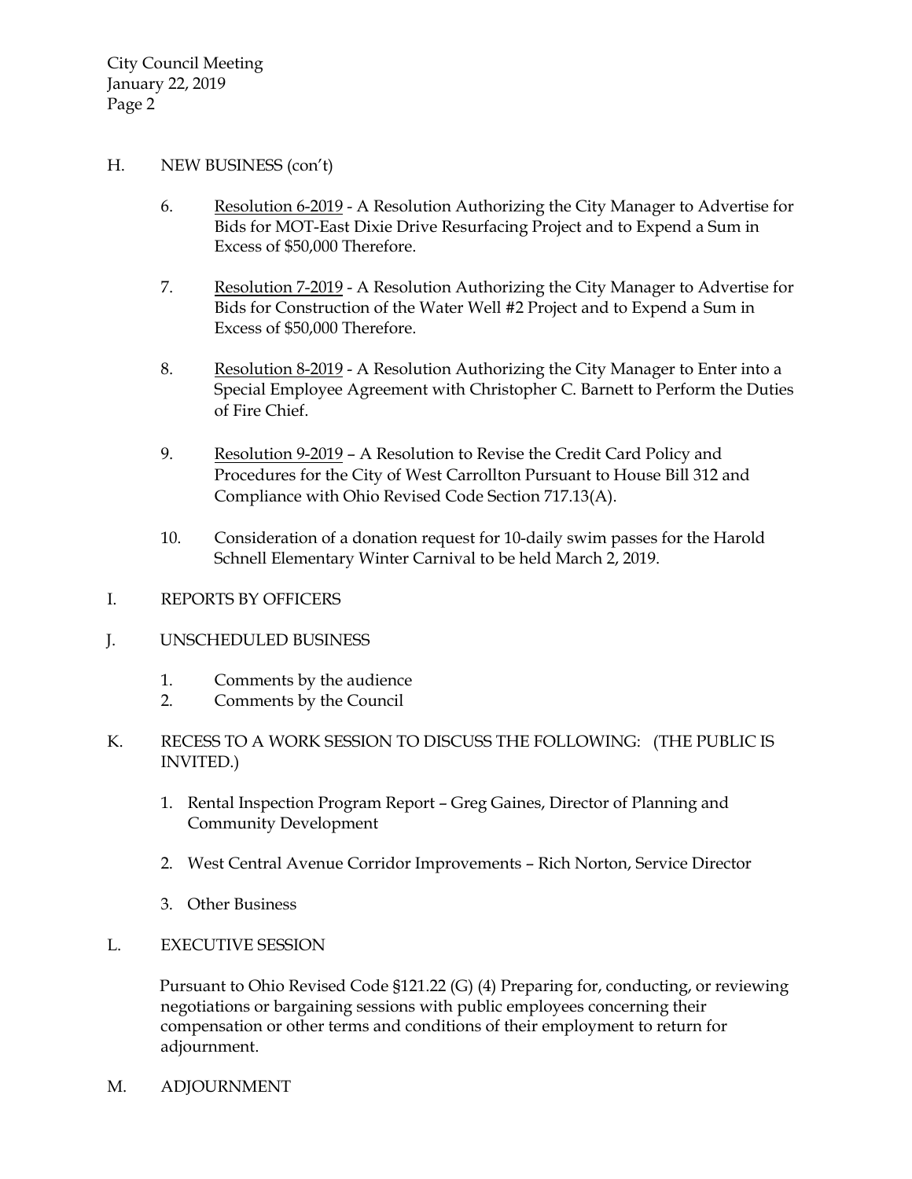H. NEW BUSINESS (con't)

6. Resolution 6-2019 - A Resolution Authorizing the City Manager to Advertise for Bids for MOT-East Dixie Drive Resurfacing Project and to Expend a Sum in Excess of $50,000 Therefore.

7. Resolution 7-2019 - A Resolution Authorizing the City Manager to Advertise for Bids for Construction of the Water Well #2 Project and to Expend a Sum in Excess of $50,000 Therefore.

8. Resolution 8-2019 - A Resolution Authorizing the City Manager to Enter into a Special Employee Agreement with Christopher C. Barnett to Perform the Duties of Fire Chief.

9. Resolution 9-2019 – A Resolution to Revise the Credit Card Policy and Procedures for the City of West Carrollton Pursuant to House Bill 312 and Compliance with Ohio Revised Code Section 717.13(A).

10. Consideration of a donation request for 10-daily swim passes for the Harold Schnell Elementary Winter Carnival to be held March 2, 2019.

I. REPORTS BY OFFICERS

J. UNSCHEDULED BUSINESS

1. Comments by the audience
2. Comments by the Council

K. RECESS TO A WORK SESSION TO DISCUSS THE FOLLOWING: (THE PUBLIC IS INVITED.)

1. Rental Inspection Program Report – Greg Gaines, Director of Planning and Community Development

2. West Central Avenue Corridor Improvements – Rich Norton, Service Director

3. Other Business

L. EXECUTIVE SESSION

Pursuant to Ohio Revised Code §121.22 (G) (4) Preparing for, conducting, or reviewing negotiations or bargaining sessions with public employees concerning their compensation or other terms and conditions of their employment to return for adjournment.

M. ADJOURNMENT